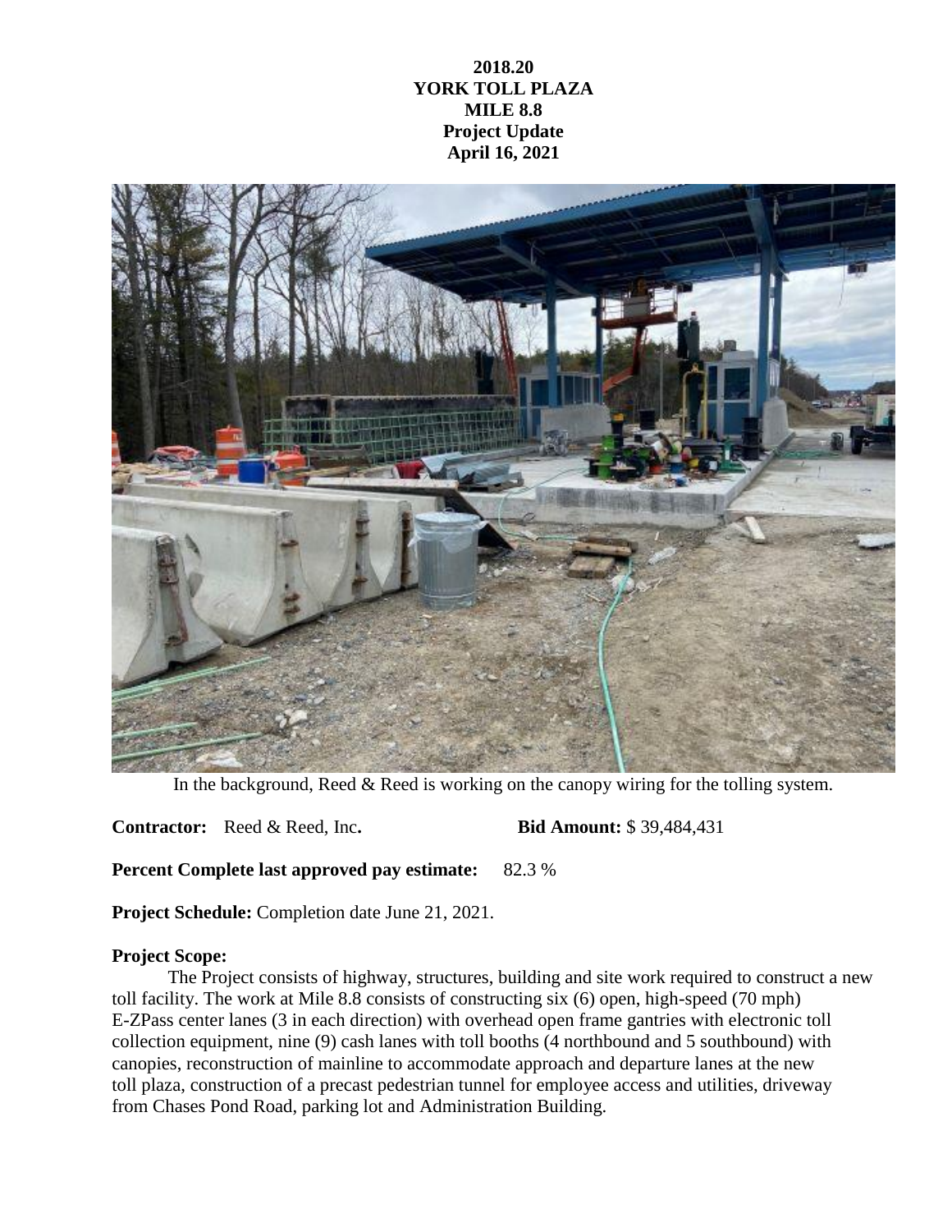**2018.20**
**YORK TOLL PLAZA**
**MILE 8.8**
**Project Update**
**April 16, 2021**

In the background, Reed & Reed is working on the canopy wiring for the tolling system.

**Contractor:** Reed & Reed, Inc. **Bid Amount:** $ 39,484,431

**Percent Complete last approved pay estimate:** 82.3 %

**Project Schedule:** Completion date June 21, 2021.

**Project Scope:**

The Project consists of highway, structures, building and site work required to construct a new toll facility. The work at Mile 8.8 consists of constructing six (6) open, high-speed (70 mph) E-ZPass center lanes (3 in each direction) with overhead open frame gantries with electronic toll collection equipment, nine (9) cash lanes with toll booths (4 northbound and 5 southbound) with canopies, reconstruction of mainline to accommodate approach and departure lanes at the new toll plaza, construction of a precast pedestrian tunnel for employee access and utilities, driveway from Chases Pond Road, parking lot and Administration Building.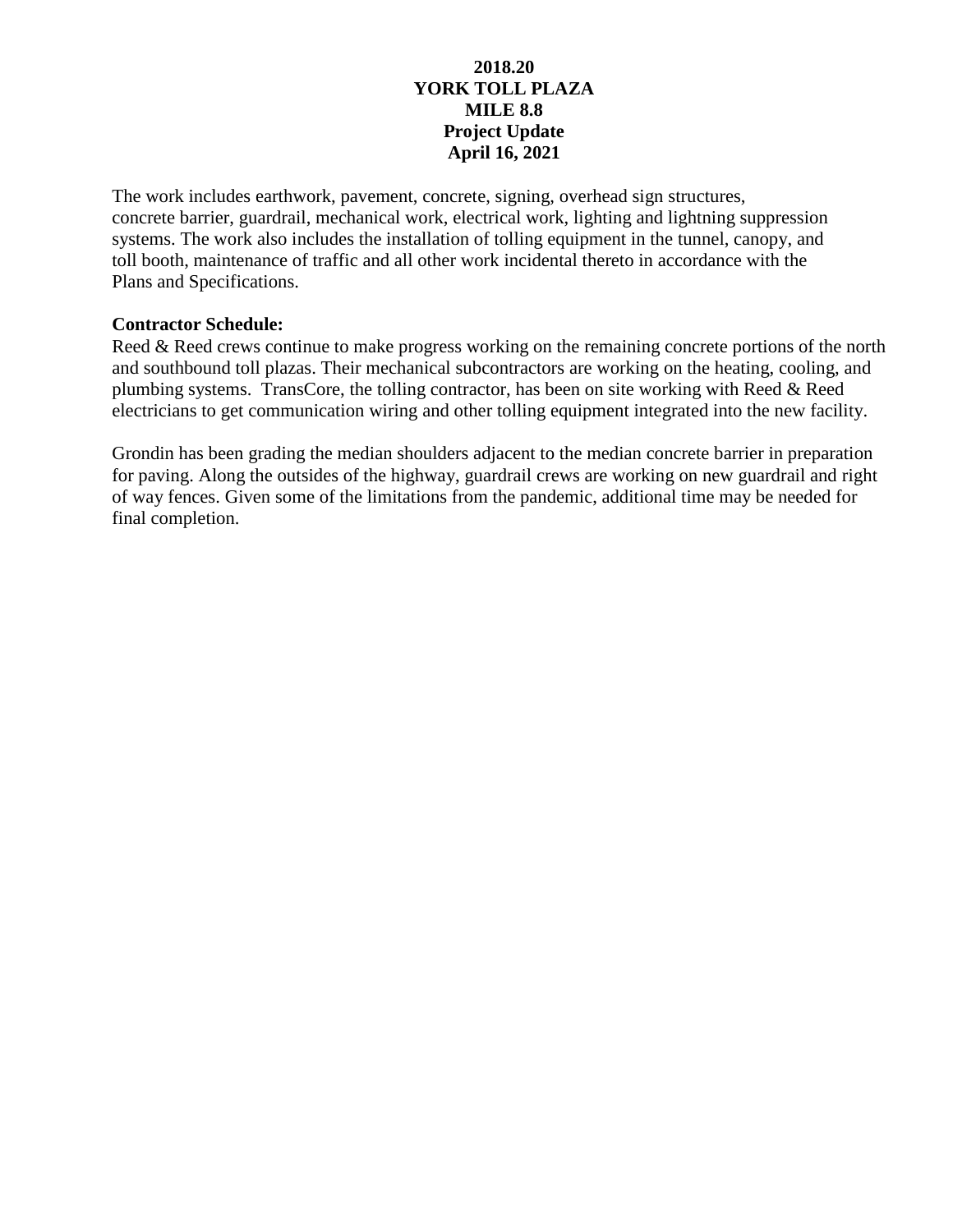**2018.20**
**YORK TOLL PLAZA**
**MILE 8.8**
**Project Update**
**April 16, 2021**

The work includes earthwork, pavement, concrete, signing, overhead sign structures, concrete barrier, guardrail, mechanical work, electrical work, lighting and lightning suppression systems. The work also includes the installation of tolling equipment in the tunnel, canopy, and toll booth, maintenance of traffic and all other work incidental thereto in accordance with the Plans and Specifications.

**Contractor Schedule:**
Reed & Reed crews continue to make progress working on the remaining concrete portions of the north and southbound toll plazas. Their mechanical subcontractors are working on the heating, cooling, and plumbing systems. TransCore, the tolling contractor, has been on site working with Reed & Reed electricians to get communication wiring and other tolling equipment integrated into the new facility.

Grondin has been grading the median shoulders adjacent to the median concrete barrier in preparation for paving. Along the outsides of the highway, guardrail crews are working on new guardrail and right of way fences. Given some of the limitations from the pandemic, additional time may be needed for final completion.